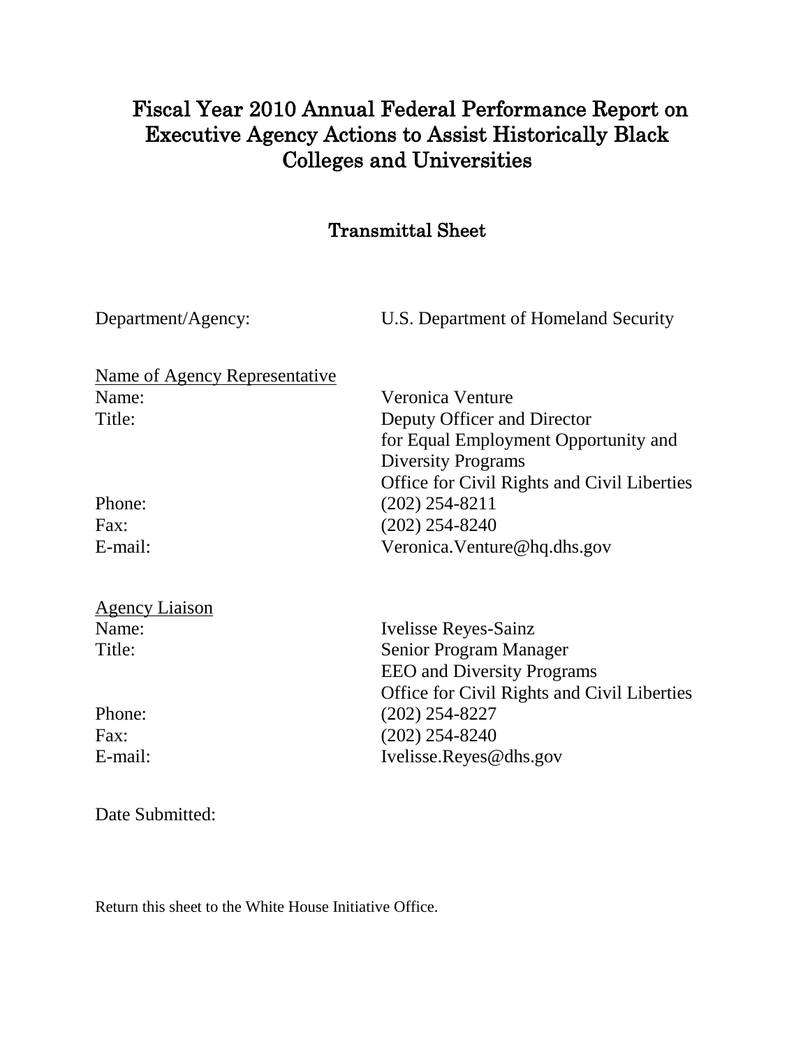# Fiscal Year 2010 Annual Federal Performance Report on Executive Agency Actions to Assist Historically Black Colleges and Universities

## Transmittal Sheet

Department/Agency: U.S. Department of Homeland Security

Name of Agency Representative

Name: Veronica Venture

Title: Deputy Officer and Director for Equal Employment Opportunity and Diversity Programs Office for Civil Rights and Civil Liberties

Phone: (202) 254-8211

Fax: (202) 254-8240

E-mail: Veronica.Venture@hq.dhs.gov

Agency Liaison

Name: Ivelisse Reyes-Sainz

Title: Senior Program Manager EEO and Diversity Programs Office for Civil Rights and Civil Liberties

Phone: (202) 254-8227

Fax: (202) 254-8240

E-mail: Ivelisse.Reyes@dhs.gov

Date Submitted:

Return this sheet to the White House Initiative Office.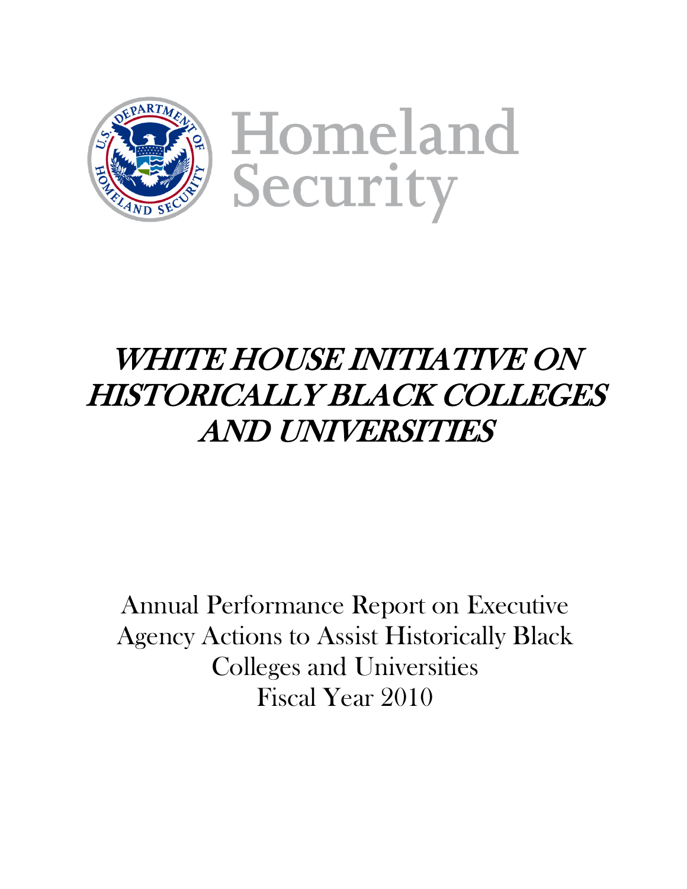Homeland Security

# *WHITE HOUSE INITIATIVE ON HISTORICALLY BLACK COLLEGES AND UNIVERSITIES*

Annual Performance Report on Executive Agency Actions to Assist Historically Black Colleges and Universities
Fiscal Year 2010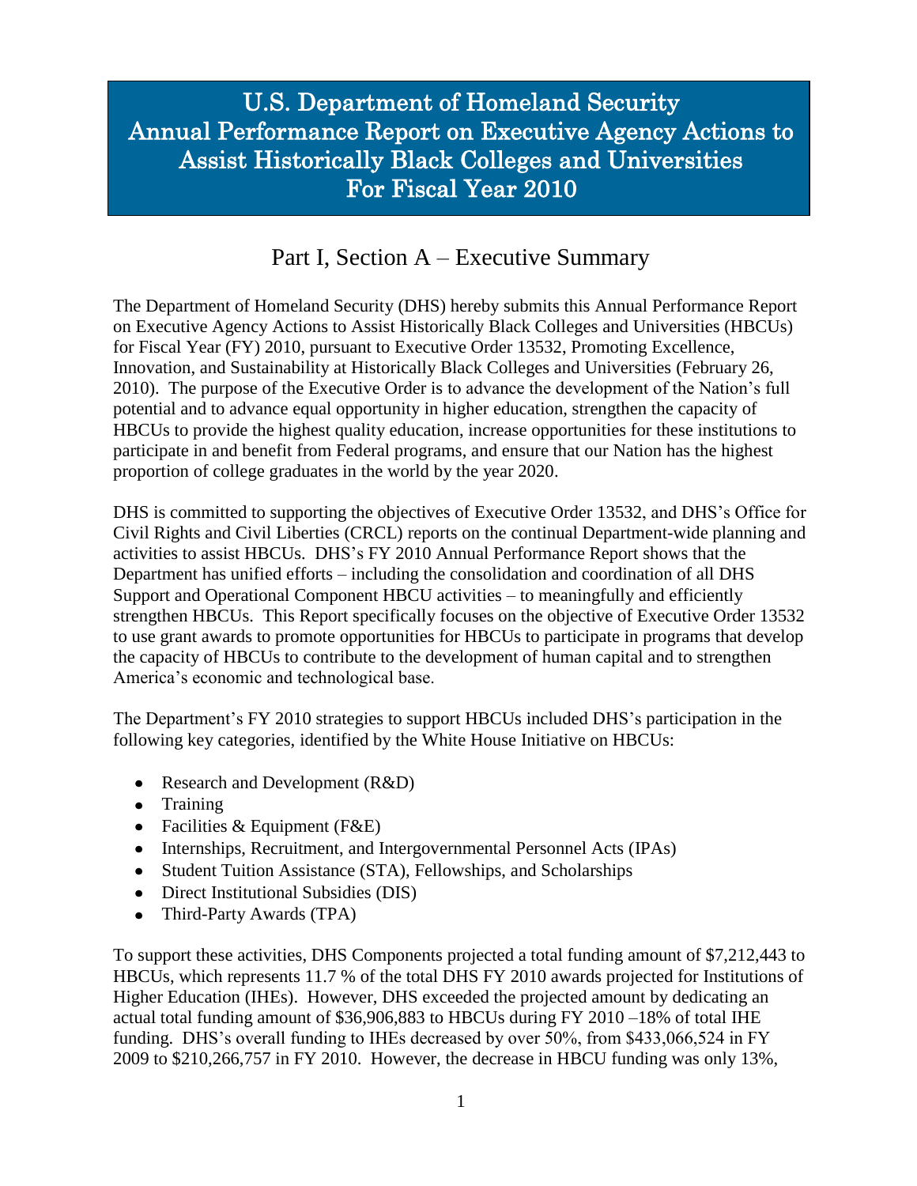# U.S. Department of Homeland Security Annual Performance Report on Executive Agency Actions to Assist Historically Black Colleges and Universities For Fiscal Year 2010

## Part I, Section A – Executive Summary

The Department of Homeland Security (DHS) hereby submits this Annual Performance Report on Executive Agency Actions to Assist Historically Black Colleges and Universities (HBCUs) for Fiscal Year (FY) 2010, pursuant to Executive Order 13532, Promoting Excellence, Innovation, and Sustainability at Historically Black Colleges and Universities (February 26, 2010). The purpose of the Executive Order is to advance the development of the Nation's full potential and to advance equal opportunity in higher education, strengthen the capacity of HBCUs to provide the highest quality education, increase opportunities for these institutions to participate in and benefit from Federal programs, and ensure that our Nation has the highest proportion of college graduates in the world by the year 2020.

DHS is committed to supporting the objectives of Executive Order 13532, and DHS's Office for Civil Rights and Civil Liberties (CRCL) reports on the continual Department-wide planning and activities to assist HBCUs. DHS's FY 2010 Annual Performance Report shows that the Department has unified efforts – including the consolidation and coordination of all DHS Support and Operational Component HBCU activities – to meaningfully and efficiently strengthen HBCUs. This Report specifically focuses on the objective of Executive Order 13532 to use grant awards to promote opportunities for HBCUs to participate in programs that develop the capacity of HBCUs to contribute to the development of human capital and to strengthen America's economic and technological base.

The Department's FY 2010 strategies to support HBCUs included DHS's participation in the following key categories, identified by the White House Initiative on HBCUs:

- Research and Development (R&D)
- Training
- Facilities & Equipment (F&E)
- Internships, Recruitment, and Intergovernmental Personnel Acts (IPAs)
- Student Tuition Assistance (STA), Fellowships, and Scholarships
- Direct Institutional Subsidies (DIS)
- Third-Party Awards (TPA)

To support these activities, DHS Components projected a total funding amount of $7,212,443 to HBCUs, which represents 11.7 % of the total DHS FY 2010 awards projected for Institutions of Higher Education (IHEs). However, DHS exceeded the projected amount by dedicating an actual total funding amount of $36,906,883 to HBCUs during FY 2010 –18% of total IHE funding. DHS's overall funding to IHEs decreased by over 50%, from $433,066,524 in FY 2009 to $210,266,757 in FY 2010. However, the decrease in HBCU funding was only 13%,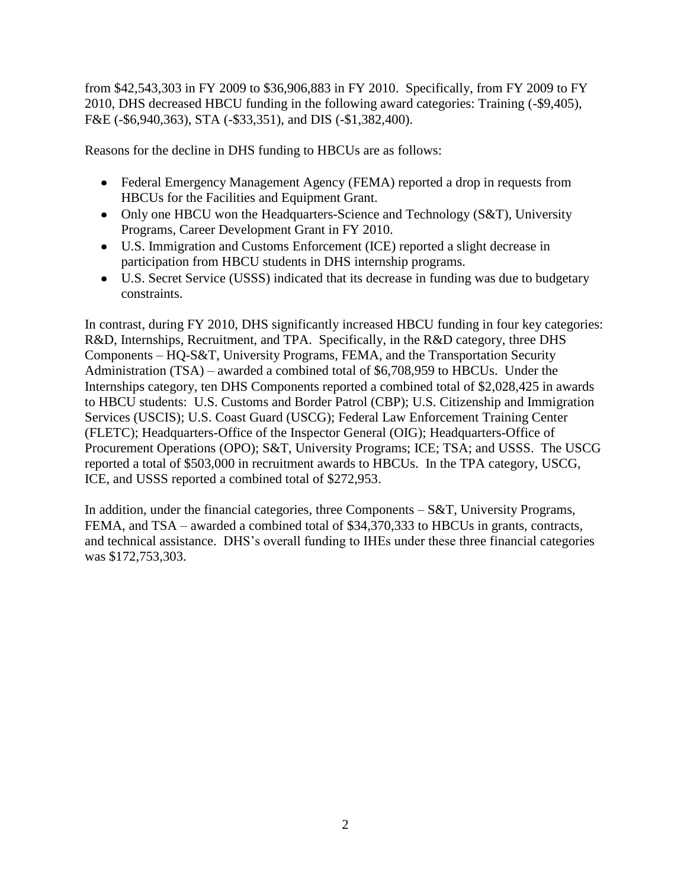from $42,543,303 in FY 2009 to $36,906,883 in FY 2010. Specifically, from FY 2009 to FY 2010, DHS decreased HBCU funding in the following award categories: Training (-$9,405), F&E (-$6,940,363), STA (-$33,351), and DIS (-$1,382,400).

Reasons for the decline in DHS funding to HBCUs are as follows:

- Federal Emergency Management Agency (FEMA) reported a drop in requests from HBCUs for the Facilities and Equipment Grant.
- Only one HBCU won the Headquarters-Science and Technology (S&T), University Programs, Career Development Grant in FY 2010.
- U.S. Immigration and Customs Enforcement (ICE) reported a slight decrease in participation from HBCU students in DHS internship programs.
- U.S. Secret Service (USSS) indicated that its decrease in funding was due to budgetary constraints.

In contrast, during FY 2010, DHS significantly increased HBCU funding in four key categories: R&D, Internships, Recruitment, and TPA. Specifically, in the R&D category, three DHS Components – HQ-S&T, University Programs, FEMA, and the Transportation Security Administration (TSA) – awarded a combined total of $6,708,959 to HBCUs. Under the Internships category, ten DHS Components reported a combined total of $2,028,425 in awards to HBCU students: U.S. Customs and Border Patrol (CBP); U.S. Citizenship and Immigration Services (USCIS); U.S. Coast Guard (USCG); Federal Law Enforcement Training Center (FLETC); Headquarters-Office of the Inspector General (OIG); Headquarters-Office of Procurement Operations (OPO); S&T, University Programs; ICE; TSA; and USSS. The USCG reported a total of $503,000 in recruitment awards to HBCUs. In the TPA category, USCG, ICE, and USSS reported a combined total of $272,953.

In addition, under the financial categories, three Components – S&T, University Programs, FEMA, and TSA – awarded a combined total of $34,370,333 to HBCUs in grants, contracts, and technical assistance. DHS's overall funding to IHEs under these three financial categories was $172,753,303.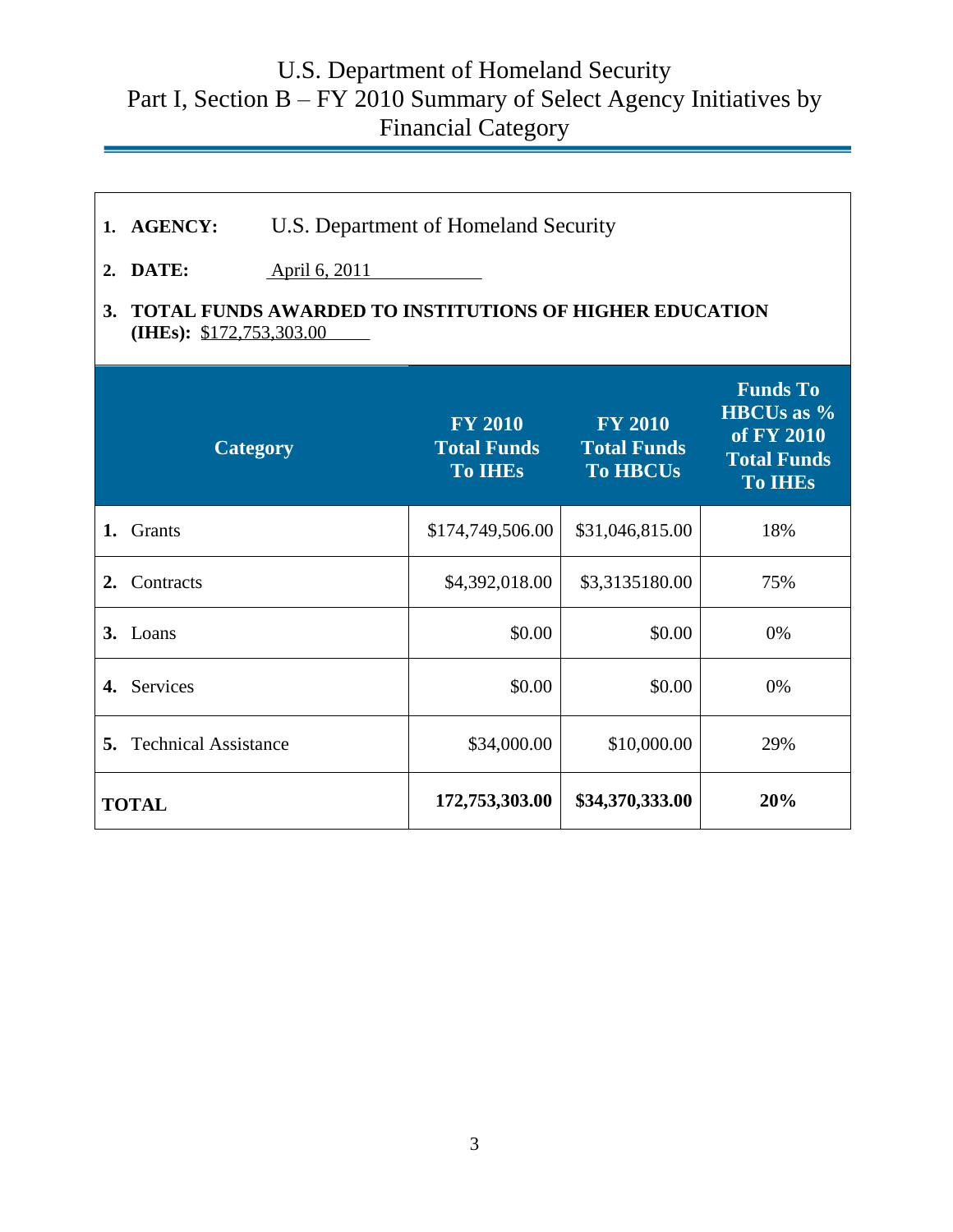# U.S. Department of Homeland Security
## Part I, Section B – FY 2010 Summary of Select Agency Initiatives by Financial Category

1. **AGENCY:** U.S. Department of Homeland Security

2. **DATE:** April 6, 2011

3. **TOTAL FUNDS AWARDED TO INSTITUTIONS OF HIGHER EDUCATION (IHEs):** $172,753,303.00

| Category | FY 2010 Total Funds To IHEs | FY 2010 Total Funds To HBCUs | Funds To HBCUs as % of FY 2010 Total Funds To IHEs |
|---|---|---|---|
| **1.** Grants | $174,749,506.00 | $31,046,815.00 | 18% |
| **2.** Contracts | $4,392,018.00 | $3,3135180.00 | 75% |
| **3.** Loans | $0.00 | $0.00 | 0% |
| **4.** Services | $0.00 | $0.00 | 0% |
| **5.** Technical Assistance | $34,000.00 | $10,000.00 | 29% |
| **TOTAL** | **172,753,303.00** | **$34,370,333.00** | **20%** |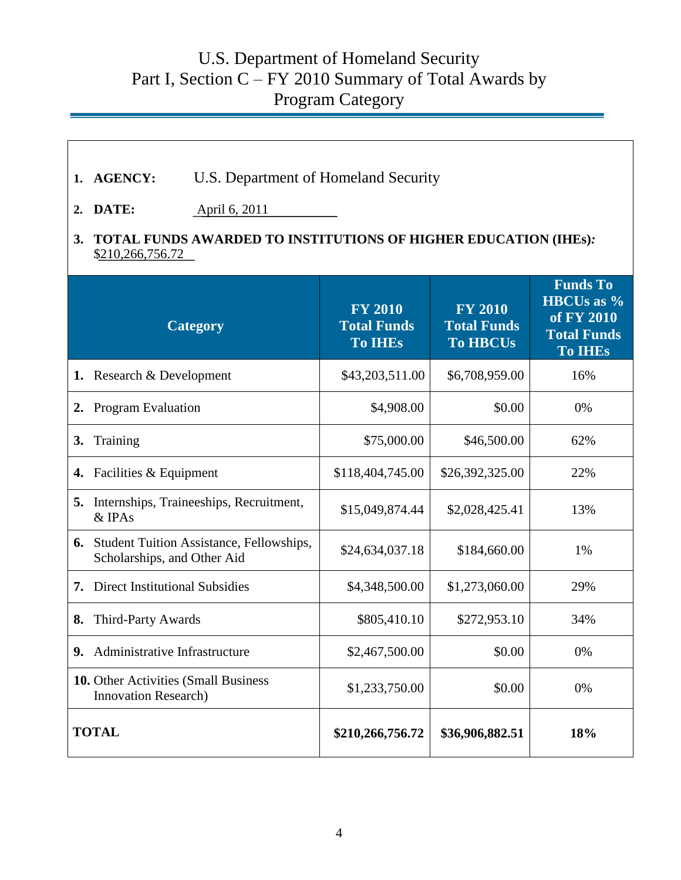# U.S. Department of Homeland Security
## Part I, Section C – FY 2010 Summary of Total Awards by Program Category

1. **AGENCY:** U.S. Department of Homeland Security

2. **DATE:** April 6, 2011

3. **TOTAL FUNDS AWARDED TO INSTITUTIONS OF HIGHER EDUCATION (IHEs)*:*** $210,266,756.72

| Category | FY 2010 Total Funds To IHEs | FY 2010 Total Funds To HBCUs | Funds To HBCUs as % of FY 2010 Total Funds To IHEs |
|---|---|---|---|
| **1.** Research & Development | $43,203,511.00 | $6,708,959.00 | 16% |
| **2.** Program Evaluation | $4,908.00 | $0.00 | 0% |
| **3.** Training | $75,000.00 | $46,500.00 | 62% |
| **4.** Facilities & Equipment | $118,404,745.00 | $26,392,325.00 | 22% |
| **5.** Internships, Traineeships, Recruitment, & IPAs | $15,049,874.44 | $2,028,425.41 | 13% |
| **6.** Student Tuition Assistance, Fellowships, Scholarships, and Other Aid | $24,634,037.18 | $184,660.00 | 1% |
| **7.** Direct Institutional Subsidies | $4,348,500.00 | $1,273,060.00 | 29% |
| **8.** Third-Party Awards | $805,410.10 | $272,953.10 | 34% |
| **9.** Administrative Infrastructure | $2,467,500.00 | $0.00 | 0% |
| **10.** Other Activities (Small Business Innovation Research) | $1,233,750.00 | $0.00 | 0% |
| **TOTAL** | **$210,266,756.72** | **$36,906,882.51** | **18%** |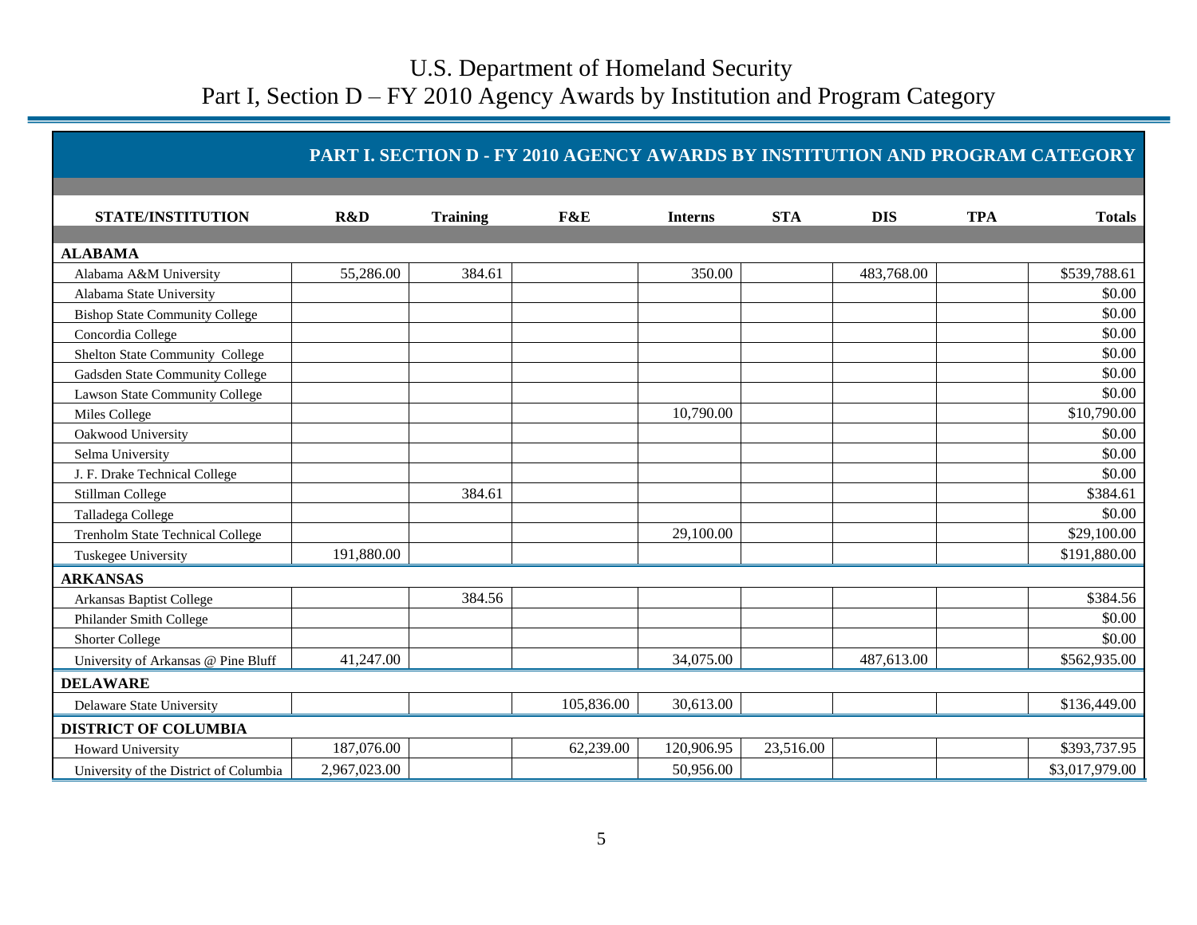# U.S. Department of Homeland Security
## Part I, Section D – FY 2010 Agency Awards by Institution and Program Category

**PART I. SECTION D - FY 2010 AGENCY AWARDS BY INSTITUTION AND PROGRAM CATEGORY**

| STATE/INSTITUTION | R&D | Training | F&E | Interns | STA | DIS | TPA | Totals |
|---|---|---|---|---|---|---|---|---|
| **ALABAMA** | | | | | | | | |
| Alabama A&M University | 55,286.00 | 384.61 | | 350.00 | | 483,768.00 | | $539,788.61 |
| Alabama State University | | | | | | | | $0.00 |
| Bishop State Community College | | | | | | | | $0.00 |
| Concordia College | | | | | | | | $0.00 |
| Shelton State Community College | | | | | | | | $0.00 |
| Gadsden State Community College | | | | | | | | $0.00 |
| Lawson State Community College | | | | | | | | $0.00 |
| Miles College | | | | 10,790.00 | | | | $10,790.00 |
| Oakwood University | | | | | | | | $0.00 |
| Selma University | | | | | | | | $0.00 |
| J. F. Drake Technical College | | | | | | | | $0.00 |
| Stillman College | | 384.61 | | | | | | $384.61 |
| Talladega College | | | | | | | | $0.00 |
| Trenholm State Technical College | | | | 29,100.00 | | | | $29,100.00 |
| Tuskegee University | 191,880.00 | | | | | | | $191,880.00 |
| **ARKANSAS** | | | | | | | | |
| Arkansas Baptist College | | 384.56 | | | | | | $384.56 |
| Philander Smith College | | | | | | | | $0.00 |
| Shorter College | | | | | | | | $0.00 |
| University of Arkansas @ Pine Bluff | 41,247.00 | | | 34,075.00 | | 487,613.00 | | $562,935.00 |
| **DELAWARE** | | | | | | | | |
| Delaware State University | | | 105,836.00 | 30,613.00 | | | | $136,449.00 |
| **DISTRICT OF COLUMBIA** | | | | | | | | |
| Howard University | 187,076.00 | | 62,239.00 | 120,906.95 | 23,516.00 | | | $393,737.95 |
| University of the District of Columbia | 2,967,023.00 | | | 50,956.00 | | | | $3,017,979.00 |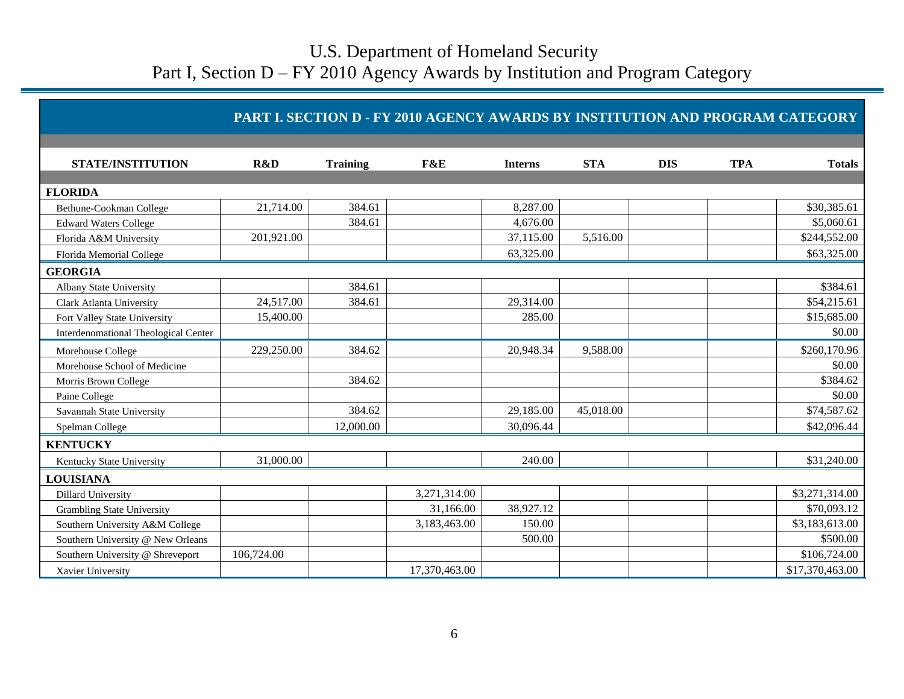# U.S. Department of Homeland Security
## Part I, Section D – FY 2010 Agency Awards by Institution and Program Category

**PART I. SECTION D - FY 2010 AGENCY AWARDS BY INSTITUTION AND PROGRAM CATEGORY**

| STATE/INSTITUTION | R&D | Training | F&E | Interns | STA | DIS | TPA | Totals |
|---|---|---|---|---|---|---|---|---|
| **FLORIDA** | | | | | | | | |
| Bethune-Cookman College | 21,714.00 | 384.61 | | 8,287.00 | | | | $30,385.61 |
| Edward Waters College | | 384.61 | | 4,676.00 | | | | $5,060.61 |
| Florida A&M University | 201,921.00 | | | 37,115.00 | 5,516.00 | | | $244,552.00 |
| Florida Memorial College | | | | 63,325.00 | | | | $63,325.00 |
| **GEORGIA** | | | | | | | | |
| Albany State University | | 384.61 | | | | | | $384.61 |
| Clark Atlanta University | 24,517.00 | 384.61 | | 29,314.00 | | | | $54,215.61 |
| Fort Valley State University | 15,400.00 | | | 285.00 | | | | $15,685.00 |
| Interdenomational Theological Center | | | | | | | | $0.00 |
| Morehouse College | 229,250.00 | 384.62 | | 20,948.34 | 9,588.00 | | | $260,170.96 |
| Morehouse School of Medicine | | | | | | | | $0.00 |
| Morris Brown College | | 384.62 | | | | | | $384.62 |
| Paine College | | | | | | | | $0.00 |
| Savannah State University | | 384.62 | | 29,185.00 | 45,018.00 | | | $74,587.62 |
| Spelman College | | 12,000.00 | | 30,096.44 | | | | $42,096.44 |
| **KENTUCKY** | | | | | | | | |
| Kentucky State University | 31,000.00 | | | 240.00 | | | | $31,240.00 |
| **LOUISIANA** | | | | | | | | |
| Dillard University | | | 3,271,314.00 | | | | | $3,271,314.00 |
| Grambling State University | | | 31,166.00 | 38,927.12 | | | | $70,093.12 |
| Southern University A&M College | | | 3,183,463.00 | 150.00 | | | | $3,183,613.00 |
| Southern University @ New Orleans | | | | 500.00 | | | | $500.00 |
| Southern University @ Shreveport | 106,724.00 | | | | | | | $106,724.00 |
| Xavier University | | | 17,370,463.00 | | | | | $17,370,463.00 |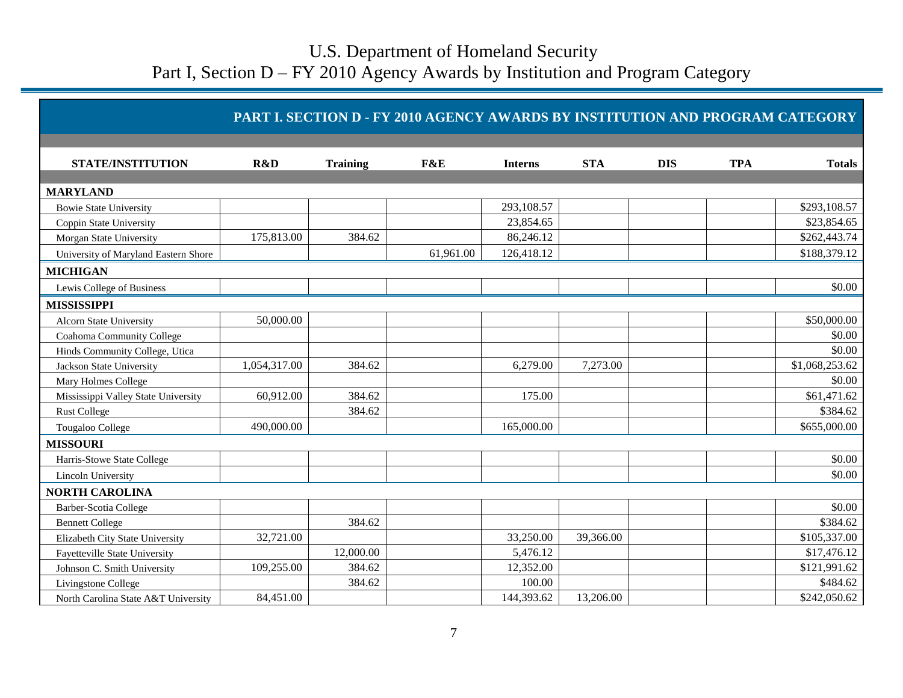# U.S. Department of Homeland Security
## Part I, Section D – FY 2010 Agency Awards by Institution and Program Category

**PART I. SECTION D - FY 2010 AGENCY AWARDS BY INSTITUTION AND PROGRAM CATEGORY**

| STATE/INSTITUTION | R&D | Training | F&E | Interns | STA | DIS | TPA | Totals |
|---|---|---|---|---|---|---|---|---|
| **MARYLAND** | | | | | | | | |
| Bowie State University | | | | 293,108.57 | | | | $293,108.57 |
| Coppin State University | | | | 23,854.65 | | | | $23,854.65 |
| Morgan State University | 175,813.00 | 384.62 | | 86,246.12 | | | | $262,443.74 |
| University of Maryland Eastern Shore | | | 61,961.00 | 126,418.12 | | | | $188,379.12 |
| **MICHIGAN** | | | | | | | | |
| Lewis College of Business | | | | | | | | $0.00 |
| **MISSISSIPPI** | | | | | | | | |
| Alcorn State University | 50,000.00 | | | | | | | $50,000.00 |
| Coahoma Community College | | | | | | | | $0.00 |
| Hinds Community College, Utica | | | | | | | | $0.00 |
| Jackson State University | 1,054,317.00 | 384.62 | | 6,279.00 | 7,273.00 | | | $1,068,253.62 |
| Mary Holmes College | | | | | | | | $0.00 |
| Mississippi Valley State University | 60,912.00 | 384.62 | | 175.00 | | | | $61,471.62 |
| Rust College | | 384.62 | | | | | | $384.62 |
| Tougaloo College | 490,000.00 | | | 165,000.00 | | | | $655,000.00 |
| **MISSOURI** | | | | | | | | |
| Harris-Stowe State College | | | | | | | | $0.00 |
| Lincoln University | | | | | | | | $0.00 |
| **NORTH CAROLINA** | | | | | | | | |
| Barber-Scotia College | | | | | | | | $0.00 |
| Bennett College | | 384.62 | | | | | | $384.62 |
| Elizabeth City State University | 32,721.00 | | | 33,250.00 | 39,366.00 | | | $105,337.00 |
| Fayetteville State University | | 12,000.00 | | 5,476.12 | | | | $17,476.12 |
| Johnson C. Smith University | 109,255.00 | 384.62 | | 12,352.00 | | | | $121,991.62 |
| Livingstone College | | 384.62 | | 100.00 | | | | $484.62 |
| North Carolina State A&T University | 84,451.00 | | | 144,393.62 | 13,206.00 | | | $242,050.62 |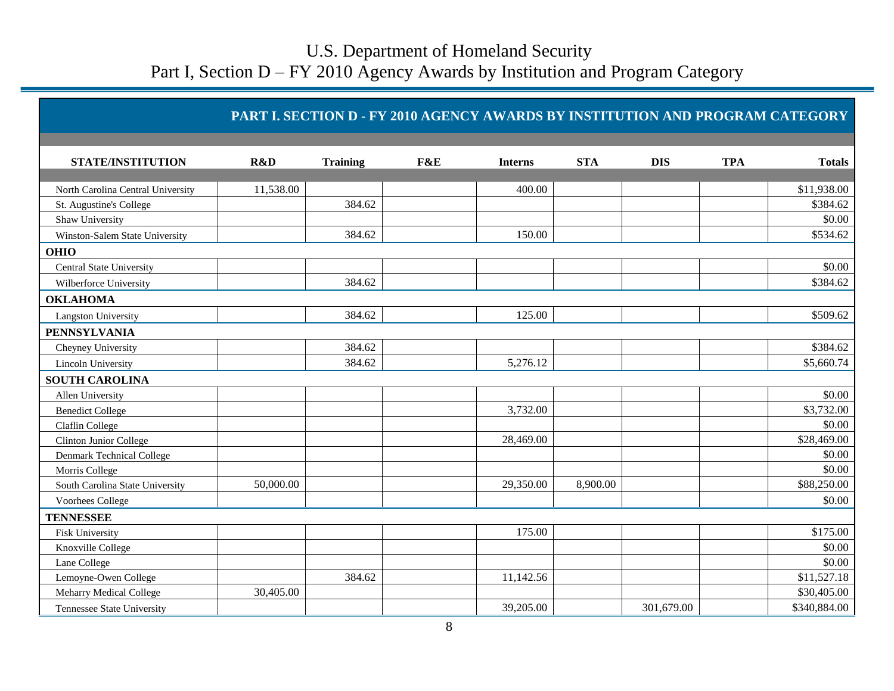# U.S. Department of Homeland Security
## Part I, Section D – FY 2010 Agency Awards by Institution and Program Category

**PART I. SECTION D - FY 2010 AGENCY AWARDS BY INSTITUTION AND PROGRAM CATEGORY**

| STATE/INSTITUTION | R&D | Training | F&E | Interns | STA | DIS | TPA | Totals |
|---|---|---|---|---|---|---|---|---|
| North Carolina Central University | 11,538.00 | | | 400.00 | | | | $11,938.00 |
| St. Augustine's College | | 384.62 | | | | | | $384.62 |
| Shaw University | | | | | | | | $0.00 |
| Winston-Salem State University | | 384.62 | | 150.00 | | | | $534.62 |
| **OHIO** | | | | | | | | |
| Central State University | | | | | | | | $0.00 |
| Wilberforce University | | 384.62 | | | | | | $384.62 |
| **OKLAHOMA** | | | | | | | | |
| Langston University | | 384.62 | | 125.00 | | | | $509.62 |
| **PENNSYLVANIA** | | | | | | | | |
| Cheyney University | | 384.62 | | | | | | $384.62 |
| Lincoln University | | 384.62 | | 5,276.12 | | | | $5,660.74 |
| **SOUTH CAROLINA** | | | | | | | | |
| Allen University | | | | | | | | $0.00 |
| Benedict College | | | | 3,732.00 | | | | $3,732.00 |
| Claflin College | | | | | | | | $0.00 |
| Clinton Junior College | | | | 28,469.00 | | | | $28,469.00 |
| Denmark Technical College | | | | | | | | $0.00 |
| Morris College | | | | | | | | $0.00 |
| South Carolina State University | 50,000.00 | | | 29,350.00 | 8,900.00 | | | $88,250.00 |
| Voorhees College | | | | | | | | $0.00 |
| **TENNESSEE** | | | | | | | | |
| Fisk University | | | | 175.00 | | | | $175.00 |
| Knoxville College | | | | | | | | $0.00 |
| Lane College | | | | | | | | $0.00 |
| Lemoyne-Owen College | | 384.62 | | 11,142.56 | | | | $11,527.18 |
| Meharry Medical College | 30,405.00 | | | | | | | $30,405.00 |
| Tennessee State University | | | | 39,205.00 | | 301,679.00 | | $340,884.00 |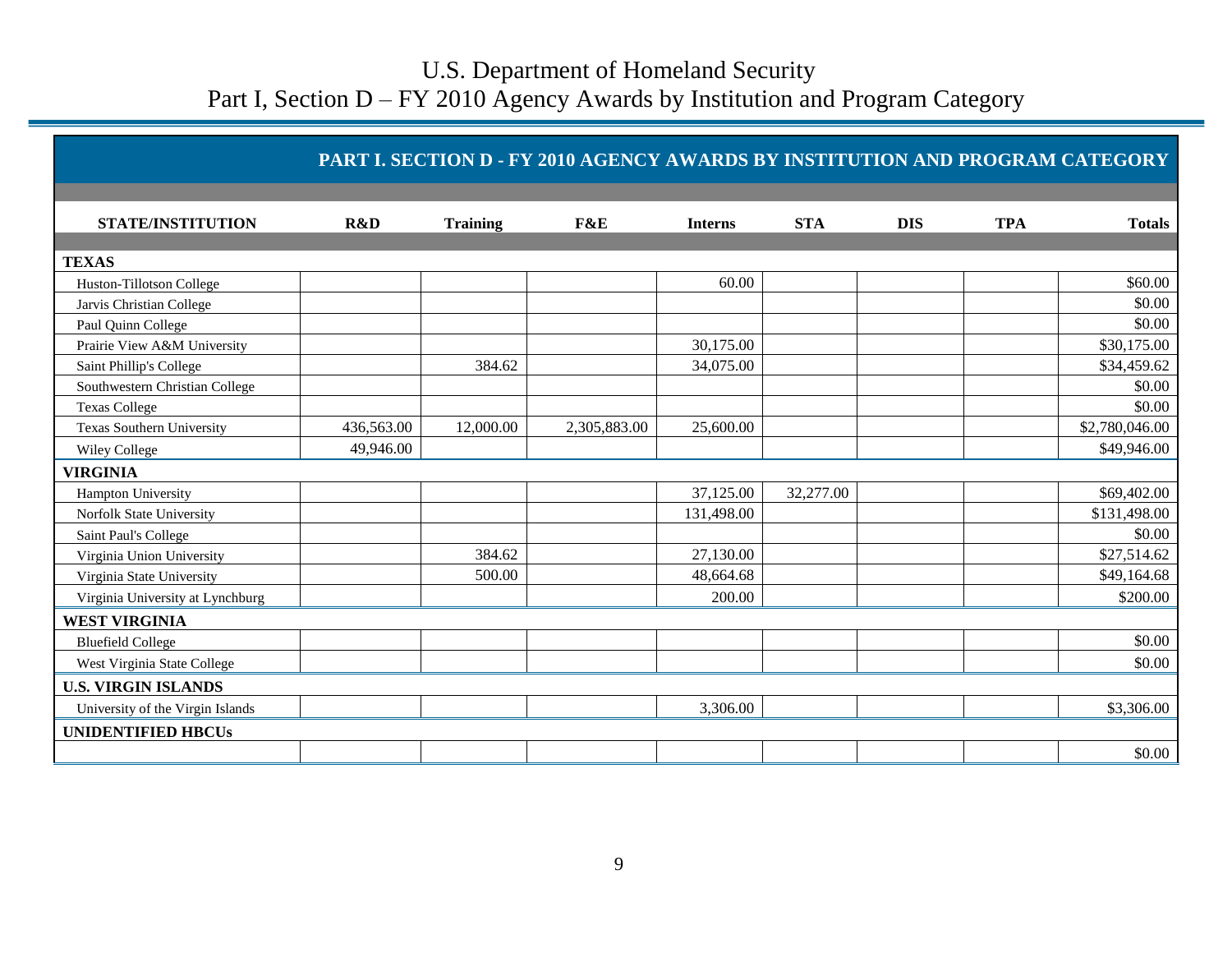# U.S. Department of Homeland Security
## Part I, Section D – FY 2010 Agency Awards by Institution and Program Category

### PART I. SECTION D - FY 2010 AGENCY AWARDS BY INSTITUTION AND PROGRAM CATEGORY

| STATE/INSTITUTION | R&D | Training | F&E | Interns | STA | DIS | TPA | Totals |
|---|---|---|---|---|---|---|---|---|
| **TEXAS** | | | | | | | | |
| Huston-Tillotson College | | | | 60.00 | | | | $60.00 |
| Jarvis Christian College | | | | | | | | $0.00 |
| Paul Quinn College | | | | | | | | $0.00 |
| Prairie View A&M University | | | | 30,175.00 | | | | $30,175.00 |
| Saint Phillip's College | | 384.62 | | 34,075.00 | | | | $34,459.62 |
| Southwestern Christian College | | | | | | | | $0.00 |
| Texas College | | | | | | | | $0.00 |
| Texas Southern University | 436,563.00 | 12,000.00 | 2,305,883.00 | 25,600.00 | | | | $2,780,046.00 |
| Wiley College | 49,946.00 | | | | | | | $49,946.00 |
| **VIRGINIA** | | | | | | | | |
| Hampton University | | | | 37,125.00 | 32,277.00 | | | $69,402.00 |
| Norfolk State University | | | | 131,498.00 | | | | $131,498.00 |
| Saint Paul's College | | | | | | | | $0.00 |
| Virginia Union University | | 384.62 | | 27,130.00 | | | | $27,514.62 |
| Virginia State University | | 500.00 | | 48,664.68 | | | | $49,164.68 |
| Virginia University at Lynchburg | | | | 200.00 | | | | $200.00 |
| **WEST VIRGINIA** | | | | | | | | |
| Bluefield College | | | | | | | | $0.00 |
| West Virginia State College | | | | | | | | $0.00 |
| **U.S. VIRGIN ISLANDS** | | | | | | | | |
| University of the Virgin Islands | | | | 3,306.00 | | | | $3,306.00 |
| **UNIDENTIFIED HBCUs** | | | | | | | | |
| | | | | | | | | $0.00 |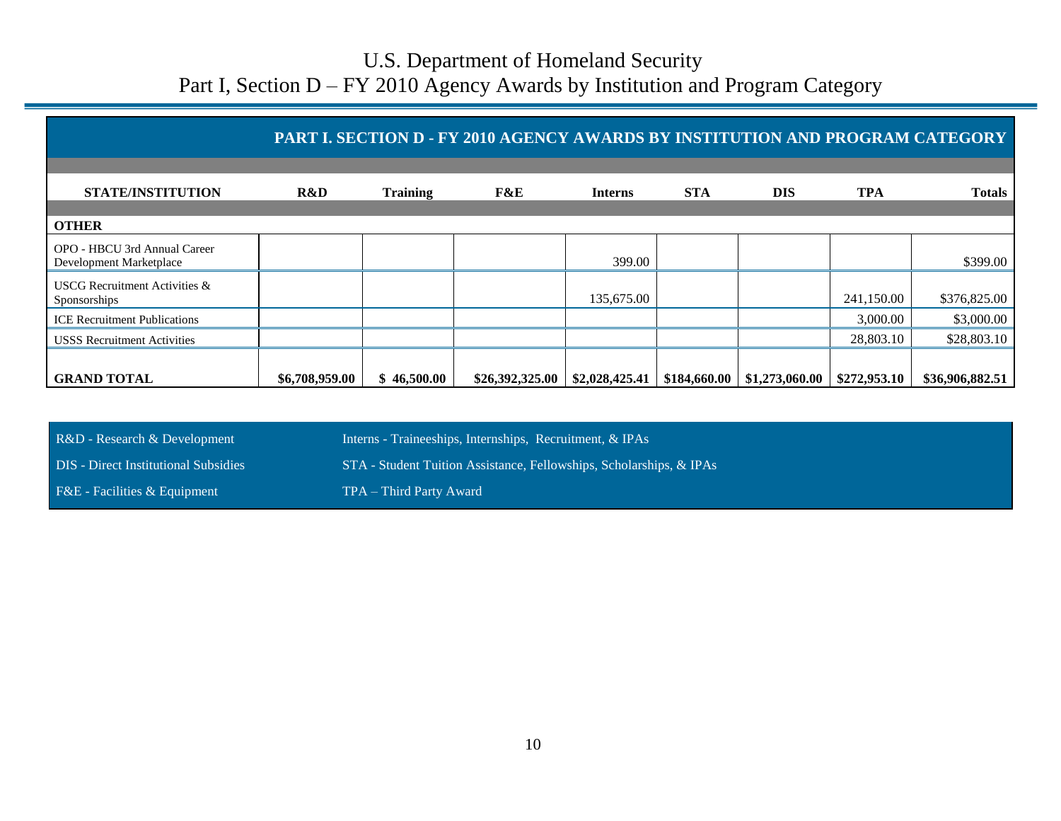# U.S. Department of Homeland Security
## Part I, Section D – FY 2010 Agency Awards by Institution and Program Category

**PART I. SECTION D - FY 2010 AGENCY AWARDS BY INSTITUTION AND PROGRAM CATEGORY**

| STATE/INSTITUTION | R&D | Training | F&E | Interns | STA | DIS | TPA | Totals |
|---|---|---|---|---|---|---|---|---|
| **OTHER** | | | | | | | | |
| OPO - HBCU 3rd Annual Career Development Marketplace | | | | 399.00 | | | | $399.00 |
| USCG Recruitment Activities & Sponsorships | | | | 135,675.00 | | | 241,150.00 | $376,825.00 |
| ICE Recruitment Publications | | | | | | | 3,000.00 | $3,000.00 |
| USSS Recruitment Activities | | | | | | | 28,803.10 | $28,803.10 |
| **GRAND TOTAL** | **$6,708,959.00** | **$ 46,500.00** | **$26,392,325.00** | **$2,028,425.41** | **$184,660.00** | **$1,273,060.00** | **$272,953.10** | **$36,906,882.51** |

R&D - Research & Development

DIS - Direct Institutional Subsidies

F&E - Facilities & Equipment

Interns - Traineeships, Internships, Recruitment, & IPAs

STA - Student Tuition Assistance, Fellowships, Scholarships, & IPAs

TPA – Third Party Award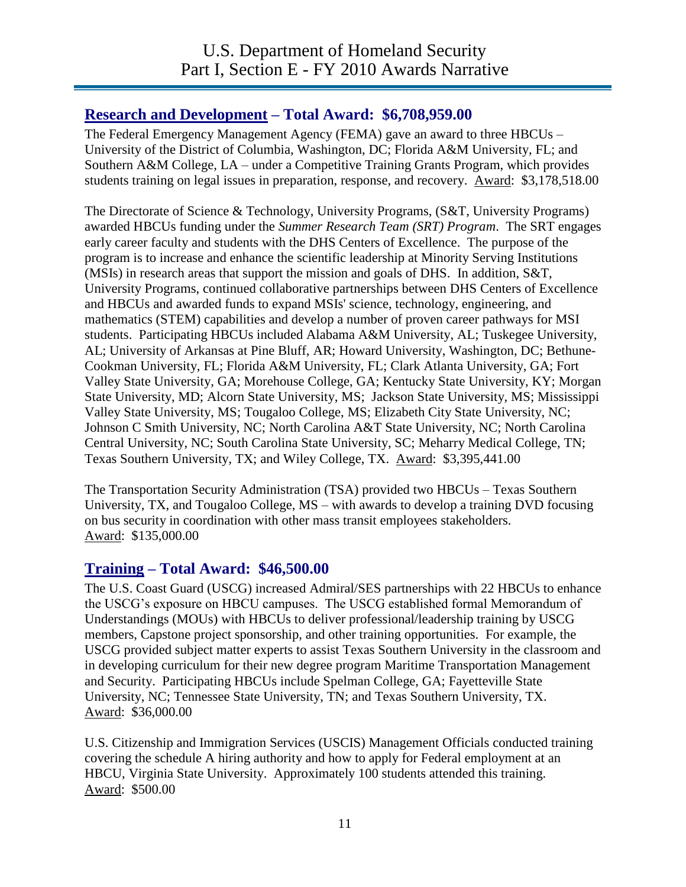## Research and Development – Total Award: $6,708,959.00

The Federal Emergency Management Agency (FEMA) gave an award to three HBCUs – University of the District of Columbia, Washington, DC; Florida A&M University, FL; and Southern A&M College, LA – under a Competitive Training Grants Program, which provides students training on legal issues in preparation, response, and recovery. Award: $3,178,518.00

The Directorate of Science & Technology, University Programs, (S&T, University Programs) awarded HBCUs funding under the *Summer Research Team (SRT) Program*. The SRT engages early career faculty and students with the DHS Centers of Excellence. The purpose of the program is to increase and enhance the scientific leadership at Minority Serving Institutions (MSIs) in research areas that support the mission and goals of DHS. In addition, S&T, University Programs, continued collaborative partnerships between DHS Centers of Excellence and HBCUs and awarded funds to expand MSIs' science, technology, engineering, and mathematics (STEM) capabilities and develop a number of proven career pathways for MSI students. Participating HBCUs included Alabama A&M University, AL; Tuskegee University, AL; University of Arkansas at Pine Bluff, AR; Howard University, Washington, DC; Bethune-Cookman University, FL; Florida A&M University, FL; Clark Atlanta University, GA; Fort Valley State University, GA; Morehouse College, GA; Kentucky State University, KY; Morgan State University, MD; Alcorn State University, MS; Jackson State University, MS; Mississippi Valley State University, MS; Tougaloo College, MS; Elizabeth City State University, NC; Johnson C Smith University, NC; North Carolina A&T State University, NC; North Carolina Central University, NC; South Carolina State University, SC; Meharry Medical College, TN; Texas Southern University, TX; and Wiley College, TX. Award: $3,395,441.00

The Transportation Security Administration (TSA) provided two HBCUs – Texas Southern University, TX, and Tougaloo College, MS – with awards to develop a training DVD focusing on bus security in coordination with other mass transit employees stakeholders. Award: $135,000.00

## Training – Total Award: $46,500.00

The U.S. Coast Guard (USCG) increased Admiral/SES partnerships with 22 HBCUs to enhance the USCG's exposure on HBCU campuses. The USCG established formal Memorandum of Understandings (MOUs) with HBCUs to deliver professional/leadership training by USCG members, Capstone project sponsorship, and other training opportunities. For example, the USCG provided subject matter experts to assist Texas Southern University in the classroom and in developing curriculum for their new degree program Maritime Transportation Management and Security. Participating HBCUs include Spelman College, GA; Fayetteville State University, NC; Tennessee State University, TN; and Texas Southern University, TX. Award: $36,000.00

U.S. Citizenship and Immigration Services (USCIS) Management Officials conducted training covering the schedule A hiring authority and how to apply for Federal employment at an HBCU, Virginia State University. Approximately 100 students attended this training. Award: $500.00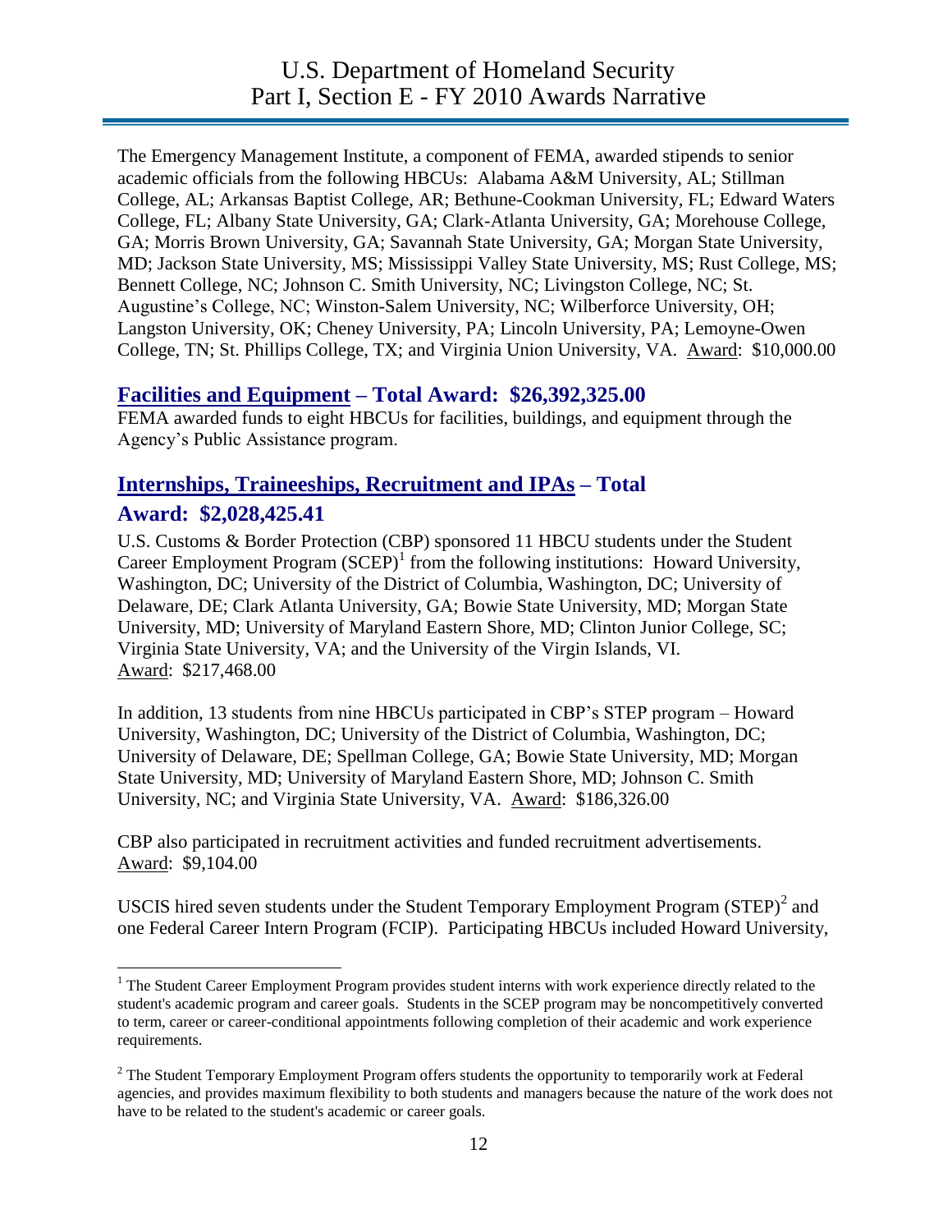The Emergency Management Institute, a component of FEMA, awarded stipends to senior academic officials from the following HBCUs: Alabama A&M University, AL; Stillman College, AL; Arkansas Baptist College, AR; Bethune-Cookman University, FL; Edward Waters College, FL; Albany State University, GA; Clark-Atlanta University, GA; Morehouse College, GA; Morris Brown University, GA; Savannah State University, GA; Morgan State University, MD; Jackson State University, MS; Mississippi Valley State University, MS; Rust College, MS; Bennett College, NC; Johnson C. Smith University, NC; Livingston College, NC; St. Augustine's College, NC; Winston-Salem University, NC; Wilberforce University, OH; Langston University, OK; Cheney University, PA; Lincoln University, PA; Lemoyne-Owen College, TN; St. Phillips College, TX; and Virginia Union University, VA. Award: $10,000.00

## Facilities and Equipment – Total Award: $26,392,325.00

FEMA awarded funds to eight HBCUs for facilities, buildings, and equipment through the Agency's Public Assistance program.

## Internships, Traineeships, Recruitment and IPAs – Total Award: $2,028,425.41

U.S. Customs & Border Protection (CBP) sponsored 11 HBCU students under the Student Career Employment Program (SCEP)[1] from the following institutions: Howard University, Washington, DC; University of the District of Columbia, Washington, DC; University of Delaware, DE; Clark Atlanta University, GA; Bowie State University, MD; Morgan State University, MD; University of Maryland Eastern Shore, MD; Clinton Junior College, SC; Virginia State University, VA; and the University of the Virgin Islands, VI. Award: $217,468.00

In addition, 13 students from nine HBCUs participated in CBP's STEP program – Howard University, Washington, DC; University of the District of Columbia, Washington, DC; University of Delaware, DE; Spellman College, GA; Bowie State University, MD; Morgan State University, MD; University of Maryland Eastern Shore, MD; Johnson C. Smith University, NC; and Virginia State University, VA. Award: $186,326.00

CBP also participated in recruitment activities and funded recruitment advertisements. Award: $9,104.00

USCIS hired seven students under the Student Temporary Employment Program (STEP)[2] and one Federal Career Intern Program (FCIP). Participating HBCUs included Howard University,

---

[1] The Student Career Employment Program provides student interns with work experience directly related to the student's academic program and career goals. Students in the SCEP program may be noncompetitively converted to term, career or career-conditional appointments following completion of their academic and work experience requirements.

[2] The Student Temporary Employment Program offers students the opportunity to temporarily work at Federal agencies, and provides maximum flexibility to both students and managers because the nature of the work does not have to be related to the student's academic or career goals.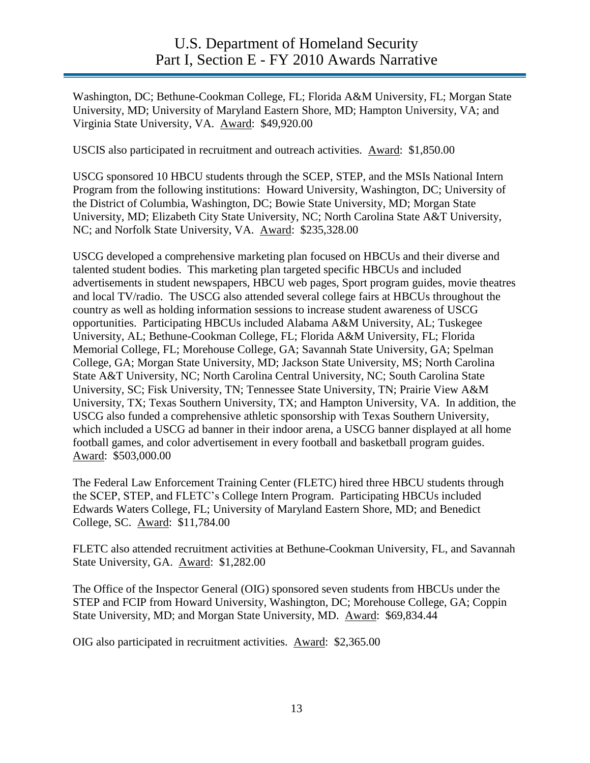Washington, DC; Bethune-Cookman College, FL; Florida A&M University, FL; Morgan State University, MD; University of Maryland Eastern Shore, MD; Hampton University, VA; and Virginia State University, VA. Award: $49,920.00

USCIS also participated in recruitment and outreach activities. Award: $1,850.00

USCG sponsored 10 HBCU students through the SCEP, STEP, and the MSIs National Intern Program from the following institutions: Howard University, Washington, DC; University of the District of Columbia, Washington, DC; Bowie State University, MD; Morgan State University, MD; Elizabeth City State University, NC; North Carolina State A&T University, NC; and Norfolk State University, VA. Award: $235,328.00

USCG developed a comprehensive marketing plan focused on HBCUs and their diverse and talented student bodies. This marketing plan targeted specific HBCUs and included advertisements in student newspapers, HBCU web pages, Sport program guides, movie theatres and local TV/radio. The USCG also attended several college fairs at HBCUs throughout the country as well as holding information sessions to increase student awareness of USCG opportunities. Participating HBCUs included Alabama A&M University, AL; Tuskegee University, AL; Bethune-Cookman College, FL; Florida A&M University, FL; Florida Memorial College, FL; Morehouse College, GA; Savannah State University, GA; Spelman College, GA; Morgan State University, MD; Jackson State University, MS; North Carolina State A&T University, NC; North Carolina Central University, NC; South Carolina State University, SC; Fisk University, TN; Tennessee State University, TN; Prairie View A&M University, TX; Texas Southern University, TX; and Hampton University, VA. In addition, the USCG also funded a comprehensive athletic sponsorship with Texas Southern University, which included a USCG ad banner in their indoor arena, a USCG banner displayed at all home football games, and color advertisement in every football and basketball program guides. Award: $503,000.00

The Federal Law Enforcement Training Center (FLETC) hired three HBCU students through the SCEP, STEP, and FLETC's College Intern Program. Participating HBCUs included Edwards Waters College, FL; University of Maryland Eastern Shore, MD; and Benedict College, SC. Award: $11,784.00

FLETC also attended recruitment activities at Bethune-Cookman University, FL, and Savannah State University, GA. Award: $1,282.00

The Office of the Inspector General (OIG) sponsored seven students from HBCUs under the STEP and FCIP from Howard University, Washington, DC; Morehouse College, GA; Coppin State University, MD; and Morgan State University, MD. Award: $69,834.44

OIG also participated in recruitment activities. Award: $2,365.00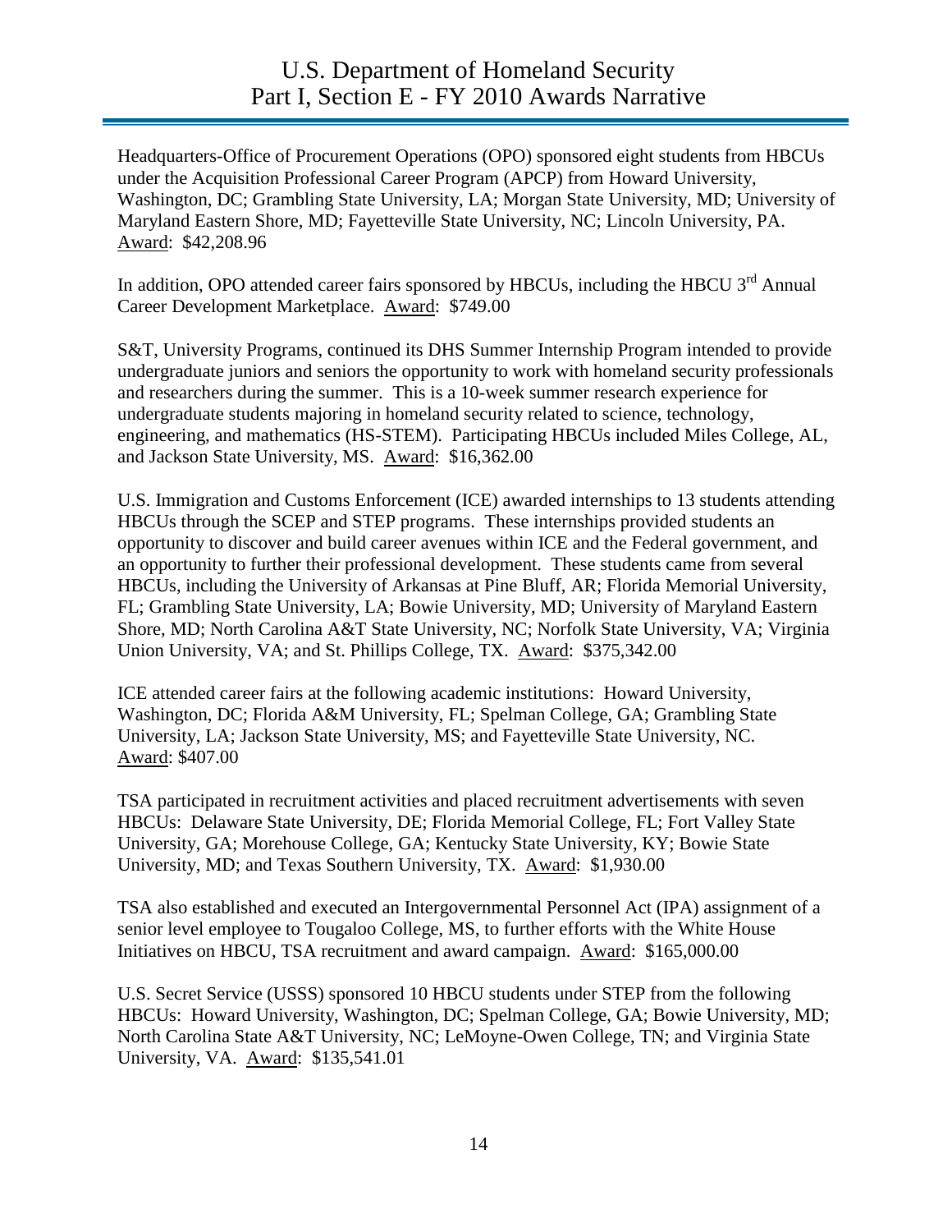Headquarters-Office of Procurement Operations (OPO) sponsored eight students from HBCUs under the Acquisition Professional Career Program (APCP) from Howard University, Washington, DC; Grambling State University, LA; Morgan State University, MD; University of Maryland Eastern Shore, MD; Fayetteville State University, NC; Lincoln University, PA. Award: $42,208.96

In addition, OPO attended career fairs sponsored by HBCUs, including the HBCU 3rd Annual Career Development Marketplace. Award: $749.00

S&T, University Programs, continued its DHS Summer Internship Program intended to provide undergraduate juniors and seniors the opportunity to work with homeland security professionals and researchers during the summer. This is a 10-week summer research experience for undergraduate students majoring in homeland security related to science, technology, engineering, and mathematics (HS-STEM). Participating HBCUs included Miles College, AL, and Jackson State University, MS. Award: $16,362.00

U.S. Immigration and Customs Enforcement (ICE) awarded internships to 13 students attending HBCUs through the SCEP and STEP programs. These internships provided students an opportunity to discover and build career avenues within ICE and the Federal government, and an opportunity to further their professional development. These students came from several HBCUs, including the University of Arkansas at Pine Bluff, AR; Florida Memorial University, FL; Grambling State University, LA; Bowie University, MD; University of Maryland Eastern Shore, MD; North Carolina A&T State University, NC; Norfolk State University, VA; Virginia Union University, VA; and St. Phillips College, TX. Award: $375,342.00

ICE attended career fairs at the following academic institutions: Howard University, Washington, DC; Florida A&M University, FL; Spelman College, GA; Grambling State University, LA; Jackson State University, MS; and Fayetteville State University, NC. Award: $407.00

TSA participated in recruitment activities and placed recruitment advertisements with seven HBCUs: Delaware State University, DE; Florida Memorial College, FL; Fort Valley State University, GA; Morehouse College, GA; Kentucky State University, KY; Bowie State University, MD; and Texas Southern University, TX. Award: $1,930.00

TSA also established and executed an Intergovernmental Personnel Act (IPA) assignment of a senior level employee to Tougaloo College, MS, to further efforts with the White House Initiatives on HBCU, TSA recruitment and award campaign. Award: $165,000.00

U.S. Secret Service (USSS) sponsored 10 HBCU students under STEP from the following HBCUs: Howard University, Washington, DC; Spelman College, GA; Bowie University, MD; North Carolina State A&T University, NC; LeMoyne-Owen College, TN; and Virginia State University, VA. Award: $135,541.01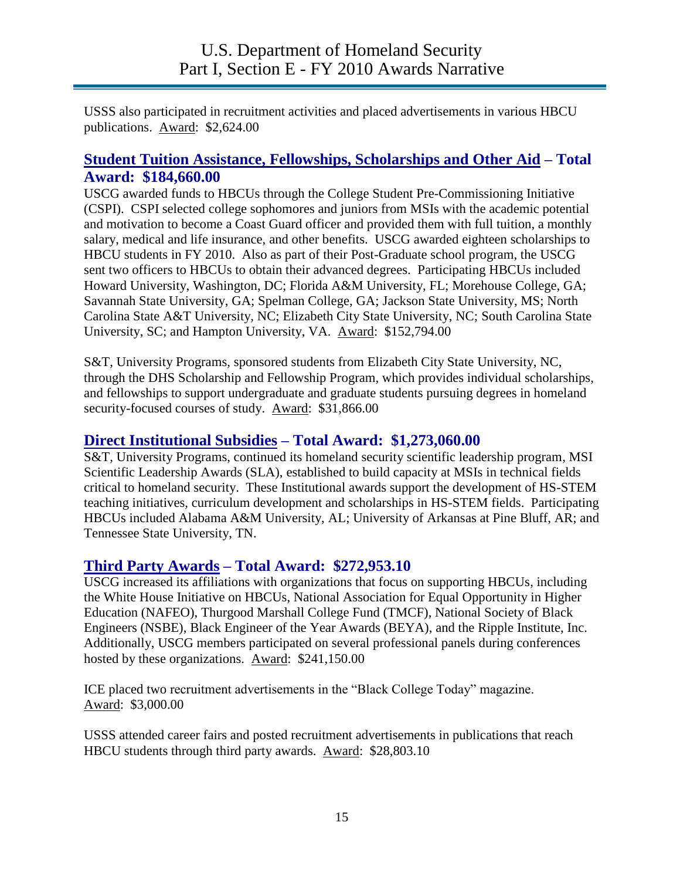USSS also participated in recruitment activities and placed advertisements in various HBCU publications. Award: $2,624.00

## Student Tuition Assistance, Fellowships, Scholarships and Other Aid – Total Award: $184,660.00

USCG awarded funds to HBCUs through the College Student Pre-Commissioning Initiative (CSPI). CSPI selected college sophomores and juniors from MSIs with the academic potential and motivation to become a Coast Guard officer and provided them with full tuition, a monthly salary, medical and life insurance, and other benefits. USCG awarded eighteen scholarships to HBCU students in FY 2010. Also as part of their Post-Graduate school program, the USCG sent two officers to HBCUs to obtain their advanced degrees. Participating HBCUs included Howard University, Washington, DC; Florida A&M University, FL; Morehouse College, GA; Savannah State University, GA; Spelman College, GA; Jackson State University, MS; North Carolina State A&T University, NC; Elizabeth City State University, NC; South Carolina State University, SC; and Hampton University, VA. Award: $152,794.00

S&T, University Programs, sponsored students from Elizabeth City State University, NC, through the DHS Scholarship and Fellowship Program, which provides individual scholarships, and fellowships to support undergraduate and graduate students pursuing degrees in homeland security-focused courses of study. Award: $31,866.00

## Direct Institutional Subsidies – Total Award: $1,273,060.00

S&T, University Programs, continued its homeland security scientific leadership program, MSI Scientific Leadership Awards (SLA), established to build capacity at MSIs in technical fields critical to homeland security. These Institutional awards support the development of HS-STEM teaching initiatives, curriculum development and scholarships in HS-STEM fields. Participating HBCUs included Alabama A&M University, AL; University of Arkansas at Pine Bluff, AR; and Tennessee State University, TN.

## Third Party Awards – Total Award: $272,953.10

USCG increased its affiliations with organizations that focus on supporting HBCUs, including the White House Initiative on HBCUs, National Association for Equal Opportunity in Higher Education (NAFEO), Thurgood Marshall College Fund (TMCF), National Society of Black Engineers (NSBE), Black Engineer of the Year Awards (BEYA), and the Ripple Institute, Inc. Additionally, USCG members participated on several professional panels during conferences hosted by these organizations. Award: $241,150.00

ICE placed two recruitment advertisements in the "Black College Today" magazine. Award: $3,000.00

USSS attended career fairs and posted recruitment advertisements in publications that reach HBCU students through third party awards. Award: $28,803.10